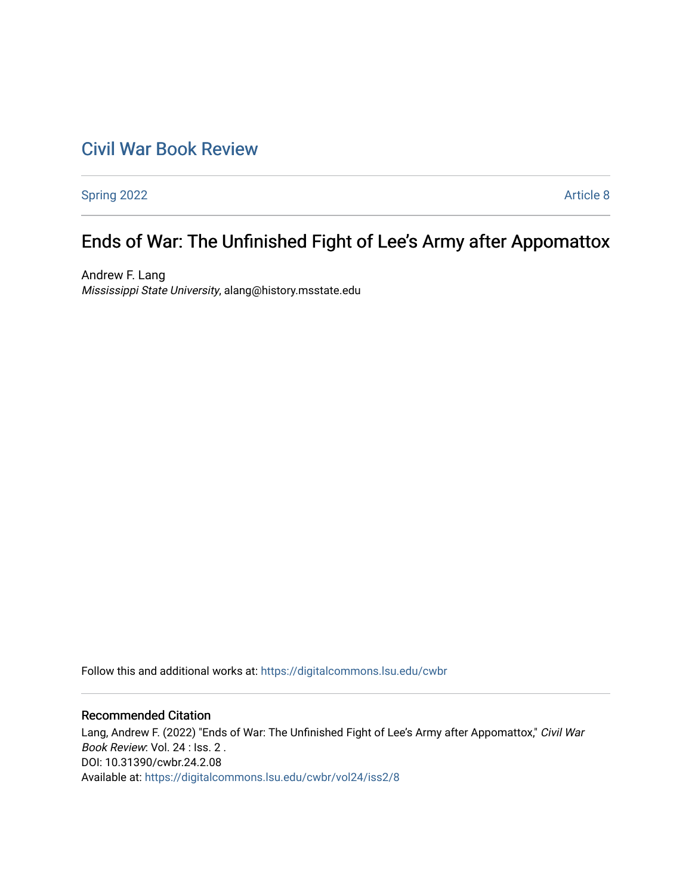# Civil War Book Review

Spring 2022 Article 8

## Ends of War: The Unfinished Fight of Lee's Army after Appomattox

Andrew F. Lang
*Mississippi State University*, alang@history.msstate.edu

Follow this and additional works at: https://digitalcommons.lsu.edu/cwbr

### Recommended Citation

Lang, Andrew F. (2022) "Ends of War: The Unfinished Fight of Lee's Army after Appomattox," *Civil War Book Review*: Vol. 24 : Iss. 2 .
DOI: 10.31390/cwbr.24.2.08
Available at: https://digitalcommons.lsu.edu/cwbr/vol24/iss2/8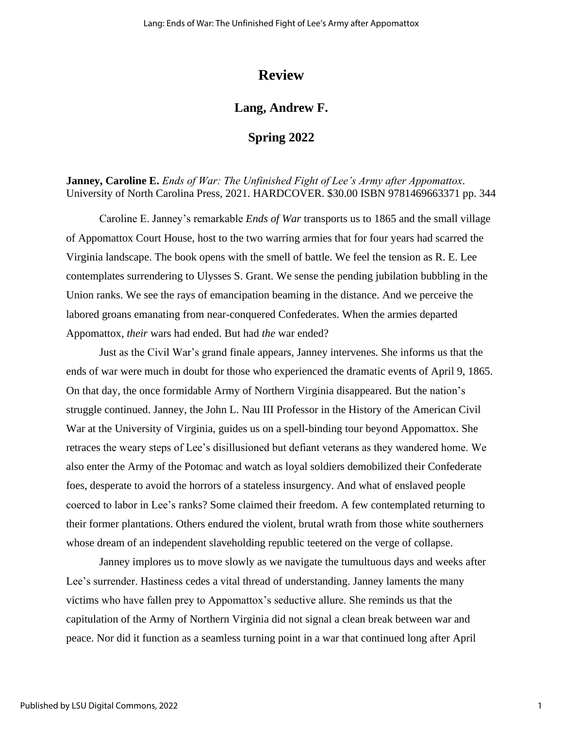# Review

## Lang, Andrew F.

## Spring 2022

**Janney, Caroline E.** *Ends of War: The Unfinished Fight of Lee's Army after Appomattox*. University of North Carolina Press, 2021. HARDCOVER. $30.00 ISBN 9781469663371 pp. 344

Caroline E. Janney's remarkable *Ends of War* transports us to 1865 and the small village of Appomattox Court House, host to the two warring armies that for four years had scarred the Virginia landscape. The book opens with the smell of battle. We feel the tension as R. E. Lee contemplates surrendering to Ulysses S. Grant. We sense the pending jubilation bubbling in the Union ranks. We see the rays of emancipation beaming in the distance. And we perceive the labored groans emanating from near-conquered Confederates. When the armies departed Appomattox, *their* wars had ended. But had *the* war ended?

Just as the Civil War's grand finale appears, Janney intervenes. She informs us that the ends of war were much in doubt for those who experienced the dramatic events of April 9, 1865. On that day, the once formidable Army of Northern Virginia disappeared. But the nation's struggle continued. Janney, the John L. Nau III Professor in the History of the American Civil War at the University of Virginia, guides us on a spell-binding tour beyond Appomattox. She retraces the weary steps of Lee's disillusioned but defiant veterans as they wandered home. We also enter the Army of the Potomac and watch as loyal soldiers demobilized their Confederate foes, desperate to avoid the horrors of a stateless insurgency. And what of enslaved people coerced to labor in Lee's ranks? Some claimed their freedom. A few contemplated returning to their former plantations. Others endured the violent, brutal wrath from those white southerners whose dream of an independent slaveholding republic teetered on the verge of collapse.

Janney implores us to move slowly as we navigate the tumultuous days and weeks after Lee's surrender. Hastiness cedes a vital thread of understanding. Janney laments the many victims who have fallen prey to Appomattox's seductive allure. She reminds us that the capitulation of the Army of Northern Virginia did not signal a clean break between war and peace. Nor did it function as a seamless turning point in a war that continued long after April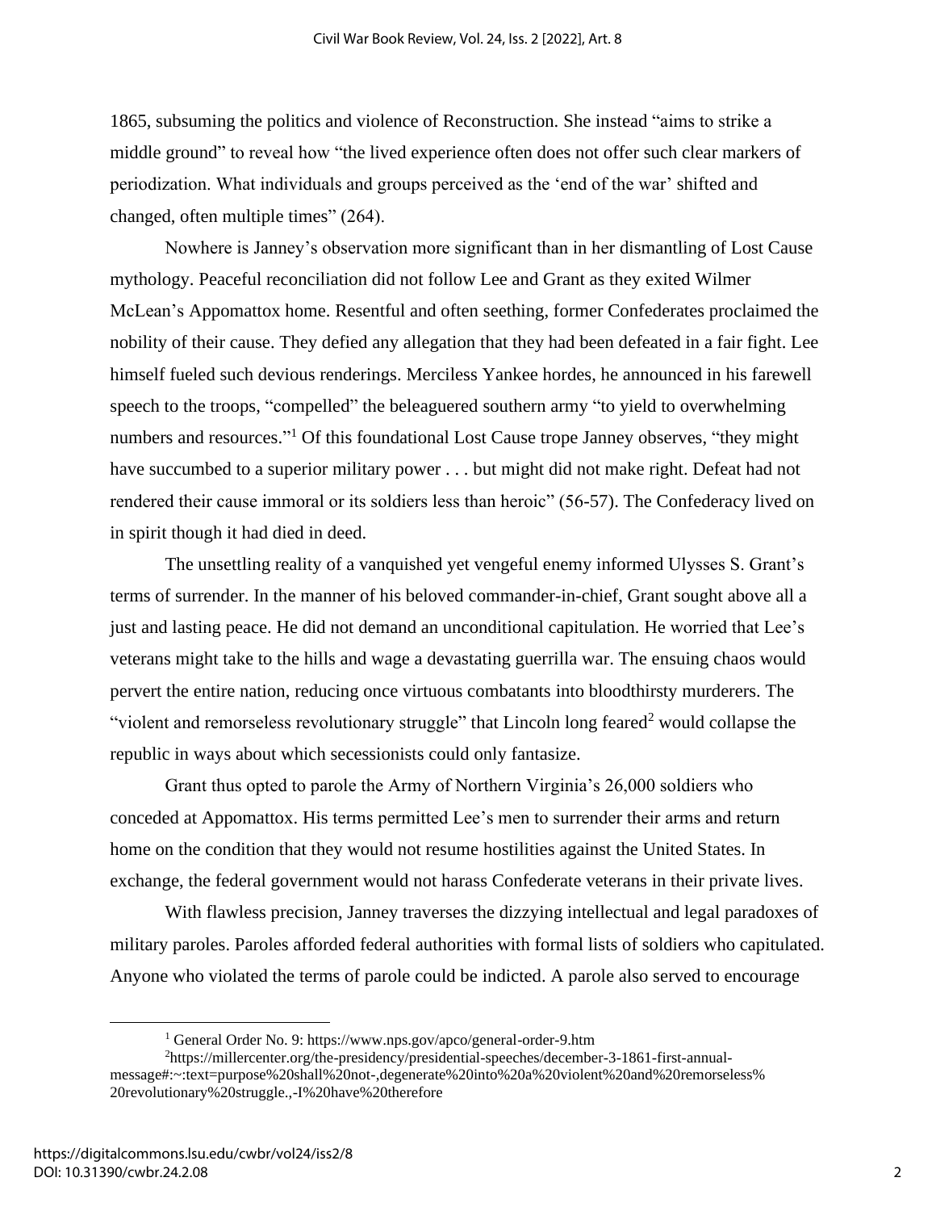1865, subsuming the politics and violence of Reconstruction. She instead "aims to strike a middle ground" to reveal how "the lived experience often does not offer such clear markers of periodization. What individuals and groups perceived as the 'end of the war' shifted and changed, often multiple times" (264).

Nowhere is Janney's observation more significant than in her dismantling of Lost Cause mythology. Peaceful reconciliation did not follow Lee and Grant as they exited Wilmer McLean's Appomattox home. Resentful and often seething, former Confederates proclaimed the nobility of their cause. They defied any allegation that they had been defeated in a fair fight. Lee himself fueled such devious renderings. Merciless Yankee hordes, he announced in his farewell speech to the troops, "compelled" the beleaguered southern army "to yield to overwhelming numbers and resources."[1] Of this foundational Lost Cause trope Janney observes, "they might have succumbed to a superior military power . . . but might did not make right. Defeat had not rendered their cause immoral or its soldiers less than heroic" (56-57). The Confederacy lived on in spirit though it had died in deed.

The unsettling reality of a vanquished yet vengeful enemy informed Ulysses S. Grant's terms of surrender. In the manner of his beloved commander-in-chief, Grant sought above all a just and lasting peace. He did not demand an unconditional capitulation. He worried that Lee's veterans might take to the hills and wage a devastating guerrilla war. The ensuing chaos would pervert the entire nation, reducing once virtuous combatants into bloodthirsty murderers. The "violent and remorseless revolutionary struggle" that Lincoln long feared[2] would collapse the republic in ways about which secessionists could only fantasize.

Grant thus opted to parole the Army of Northern Virginia's 26,000 soldiers who conceded at Appomattox. His terms permitted Lee's men to surrender their arms and return home on the condition that they would not resume hostilities against the United States. In exchange, the federal government would not harass Confederate veterans in their private lives.

With flawless precision, Janney traverses the dizzying intellectual and legal paradoxes of military paroles. Paroles afforded federal authorities with formal lists of soldiers who capitulated. Anyone who violated the terms of parole could be indicted. A parole also served to encourage

---

[1] General Order No. 9: https://www.nps.gov/apco/general-order-9.htm

[2] https://millercenter.org/the-presidency/presidential-speeches/december-3-1861-first-annual-message#:~:text=purpose%20shall%20not-,degenerate%20into%20a%20violent%20and%20remorseless%20revolutionary%20struggle.,-I%20have%20therefore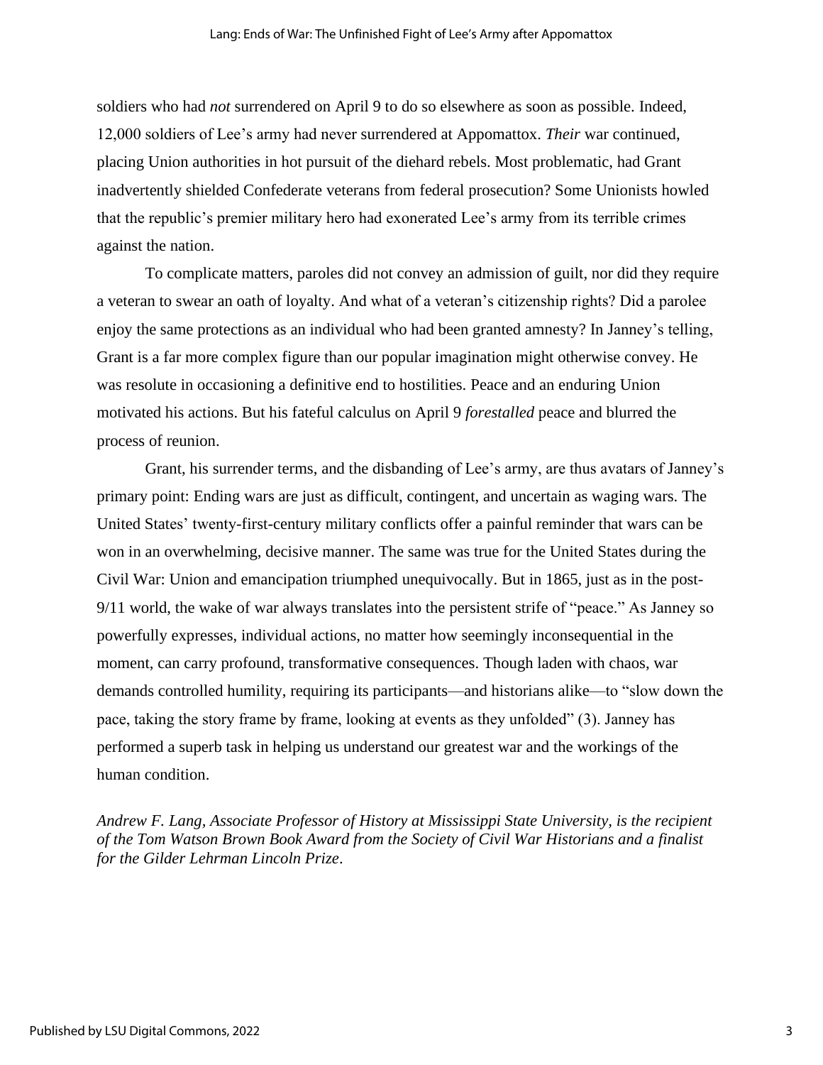soldiers who had *not* surrendered on April 9 to do so elsewhere as soon as possible. Indeed, 12,000 soldiers of Lee's army had never surrendered at Appomattox. *Their* war continued, placing Union authorities in hot pursuit of the diehard rebels. Most problematic, had Grant inadvertently shielded Confederate veterans from federal prosecution? Some Unionists howled that the republic's premier military hero had exonerated Lee's army from its terrible crimes against the nation.

To complicate matters, paroles did not convey an admission of guilt, nor did they require a veteran to swear an oath of loyalty. And what of a veteran's citizenship rights? Did a parolee enjoy the same protections as an individual who had been granted amnesty? In Janney's telling, Grant is a far more complex figure than our popular imagination might otherwise convey. He was resolute in occasioning a definitive end to hostilities. Peace and an enduring Union motivated his actions. But his fateful calculus on April 9 *forestalled* peace and blurred the process of reunion.

Grant, his surrender terms, and the disbanding of Lee's army, are thus avatars of Janney's primary point: Ending wars are just as difficult, contingent, and uncertain as waging wars. The United States' twenty-first-century military conflicts offer a painful reminder that wars can be won in an overwhelming, decisive manner. The same was true for the United States during the Civil War: Union and emancipation triumphed unequivocally. But in 1865, just as in the post-9/11 world, the wake of war always translates into the persistent strife of "peace." As Janney so powerfully expresses, individual actions, no matter how seemingly inconsequential in the moment, can carry profound, transformative consequences. Though laden with chaos, war demands controlled humility, requiring its participants—and historians alike—to "slow down the pace, taking the story frame by frame, looking at events as they unfolded" (3). Janney has performed a superb task in helping us understand our greatest war and the workings of the human condition.

*Andrew F. Lang, Associate Professor of History at Mississippi State University, is the recipient of the Tom Watson Brown Book Award from the Society of Civil War Historians and a finalist for the Gilder Lehrman Lincoln Prize.*